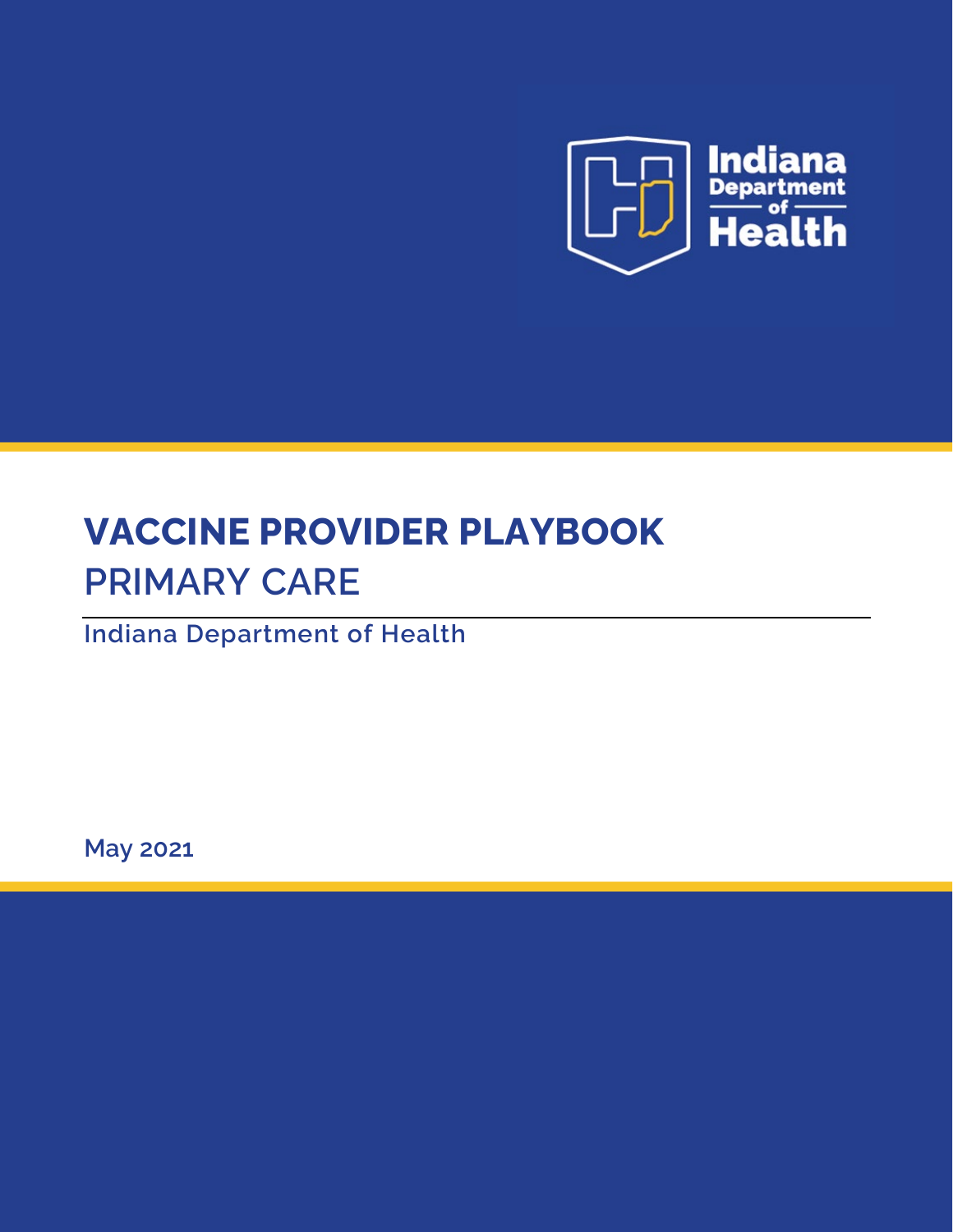Indiana Department of Health

# VACCINE PROVIDER PLAYBOOK

## PRIMARY CARE

Indiana Department of Health

May 2021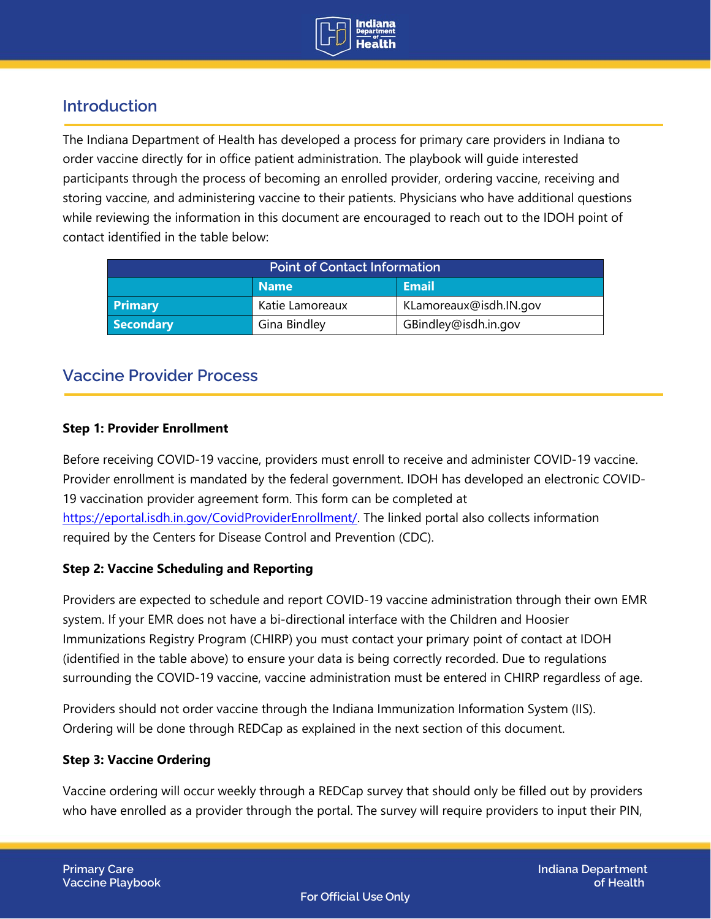## Introduction

The Indiana Department of Health has developed a process for primary care providers in Indiana to order vaccine directly for in office patient administration. The playbook will guide interested participants through the process of becoming an enrolled provider, ordering vaccine, receiving and storing vaccine, and administering vaccine to their patients. Physicians who have additional questions while reviewing the information in this document are encouraged to reach out to the IDOH point of contact identified in the table below:

| Point of Contact Information | | |
|---|---|---|
| | **Name** | **Email** |
| **Primary** | Katie Lamoreaux | KLamoreaux@isdh.IN.gov |
| **Secondary** | Gina Bindley | GBindley@isdh.in.gov |

## Vaccine Provider Process

**Step 1: Provider Enrollment**

Before receiving COVID-19 vaccine, providers must enroll to receive and administer COVID-19 vaccine. Provider enrollment is mandated by the federal government. IDOH has developed an electronic COVID-19 vaccination provider agreement form. This form can be completed at https://eportal.isdh.in.gov/CovidProviderEnrollment/. The linked portal also collects information required by the Centers for Disease Control and Prevention (CDC).

**Step 2: Vaccine Scheduling and Reporting**

Providers are expected to schedule and report COVID-19 vaccine administration through their own EMR system. If your EMR does not have a bi-directional interface with the Children and Hoosier Immunizations Registry Program (CHIRP) you must contact your primary point of contact at IDOH (identified in the table above) to ensure your data is being correctly recorded. Due to regulations surrounding the COVID-19 vaccine, vaccine administration must be entered in CHIRP regardless of age.

Providers should not order vaccine through the Indiana Immunization Information System (IIS). Ordering will be done through REDCap as explained in the next section of this document.

**Step 3: Vaccine Ordering**

Vaccine ordering will occur weekly through a REDCap survey that should only be filled out by providers who have enrolled as a provider through the portal. The survey will require providers to input their PIN,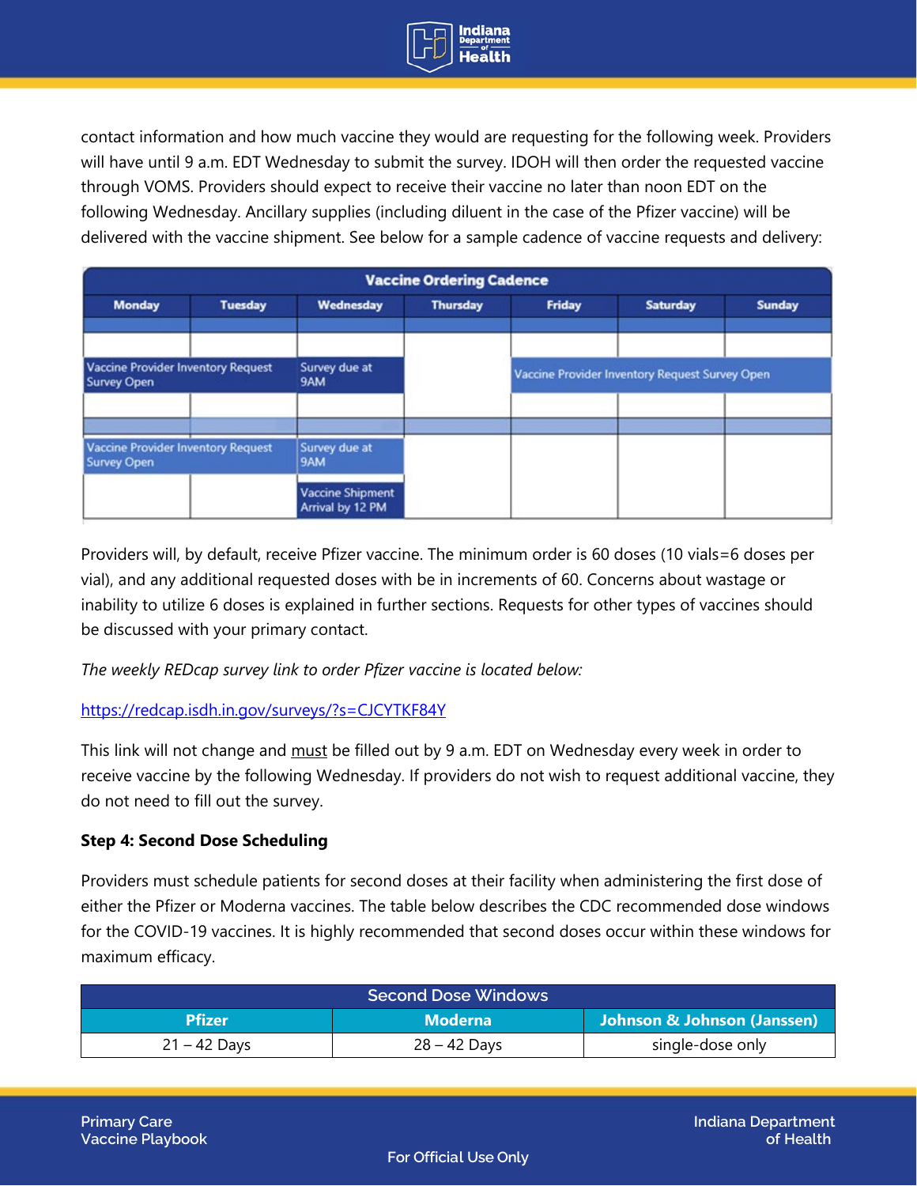contact information and how much vaccine they would are requesting for the following week. Providers will have until 9 a.m. EDT Wednesday to submit the survey. IDOH will then order the requested vaccine through VOMS. Providers should expect to receive their vaccine no later than noon EDT on the following Wednesday. Ancillary supplies (including diluent in the case of the Pfizer vaccine) will be delivered with the vaccine shipment. See below for a sample cadence of vaccine requests and delivery:

| Vaccine Ordering Cadence | | | | | | |
|---|---|---|---|---|---|---|
| **Monday** | **Tuesday** | **Wednesday** | **Thursday** | **Friday** | **Saturday** | **Sunday** |
| | | | | | | |
| Vaccine Provider Inventory Request Survey Open | | Survey due at 9AM | | Vaccine Provider Inventory Request Survey Open | | |
| | | | | | | |
| | | | | | | |
| Vaccine Provider Inventory Request Survey Open | | Survey due at 9AM | | | | |
| | | Vaccine Shipment Arrival by 12 PM | | | | |

Providers will, by default, receive Pfizer vaccine. The minimum order is 60 doses (10 vials=6 doses per vial), and any additional requested doses with be in increments of 60. Concerns about wastage or inability to utilize 6 doses is explained in further sections. Requests for other types of vaccines should be discussed with your primary contact.

*The weekly REDcap survey link to order Pfizer vaccine is located below:*

https://redcap.isdh.in.gov/surveys/?s=CJCYTKF84Y

This link will not change and <u>must</u> be filled out by 9 a.m. EDT on Wednesday every week in order to receive vaccine by the following Wednesday. If providers do not wish to request additional vaccine, they do not need to fill out the survey.

**Step 4: Second Dose Scheduling**

Providers must schedule patients for second doses at their facility when administering the first dose of either the Pfizer or Moderna vaccines. The table below describes the CDC recommended dose windows for the COVID-19 vaccines. It is highly recommended that second doses occur within these windows for maximum efficacy.

| Second Dose Windows | | |
|---|---|---|
| **Pfizer** | **Moderna** | **Johnson & Johnson (Janssen)** |
| 21 – 42 Days | 28 – 42 Days | single-dose only |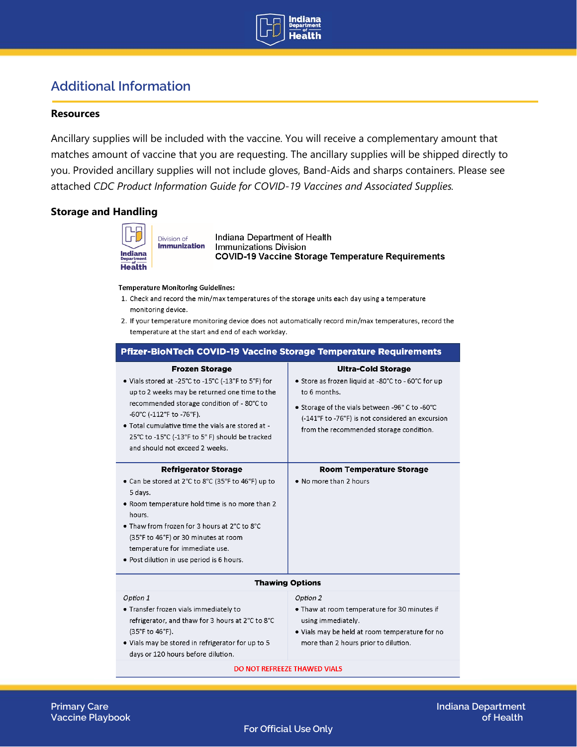## Additional Information

### Resources

Ancillary supplies will be included with the vaccine. You will receive a complementary amount that matches amount of vaccine that you are requesting. The ancillary supplies will be shipped directly to you. Provided ancillary supplies will not include gloves, Band-Aids and sharps containers. Please see attached *CDC Product Information Guide for COVID-19 Vaccines and Associated Supplies.*

### Storage and Handling

Indiana Department of Health
Division of Immunization

Indiana Department of Health
Immunizations Division
**COVID-19 Vaccine Storage Temperature Requirements**

**Temperature Monitoring Guidelines:**

1. Check and record the min/max temperatures of the storage units each day using a temperature monitoring device.
2. If your temperature monitoring device does not automatically record min/max temperatures, record the temperature at the start and end of each workday.

| Pfizer-BioNTech COVID-19 Vaccine Storage Temperature Requirements | |
|---|---|
| **Frozen Storage** | **Ultra-Cold Storage** |
| • Vials stored at -25°C to -15°C (-13°F to 5°F) for up to 2 weeks may be returned one time to the recommended storage condition of - 80°C to -60°C (-112°F to -76°F).<br>• Total cumulative time the vials are stored at -25°C to -15°C (-13°F to 5° F) should be tracked and should not exceed 2 weeks. | • Store as frozen liquid at -80°C to - 60°C for up to 6 months.<br>• Storage of the vials between -96° C to -60°C (-141°F to -76°F) is not considered an excursion from the recommended storage condition. |
| **Refrigerator Storage** | **Room Temperature Storage** |
| • Can be stored at 2°C to 8°C (35°F to 46°F) up to 5 days.<br>• Room temperature hold time is no more than 2 hours.<br>• Thaw from frozen for 3 hours at 2°C to 8°C (35°F to 46°F) or 30 minutes at room temperature for immediate use.<br>• Post dilution in use period is 6 hours. | • No more than 2 hours |
| **Thawing Options** | |
| *Option 1*<br>• Transfer frozen vials immediately to refrigerator, and thaw for 3 hours at 2°C to 8°C (35°F to 46°F).<br>• Vials may be stored in refrigerator for up to 5 days or 120 hours before dilution. | *Option 2*<br>• Thaw at room temperature for 30 minutes if using immediately.<br>• Vials may be held at room temperature for no more than 2 hours prior to dilution. |
| DO NOT REFREEZE THAWED VIALS | |

For Official Use Only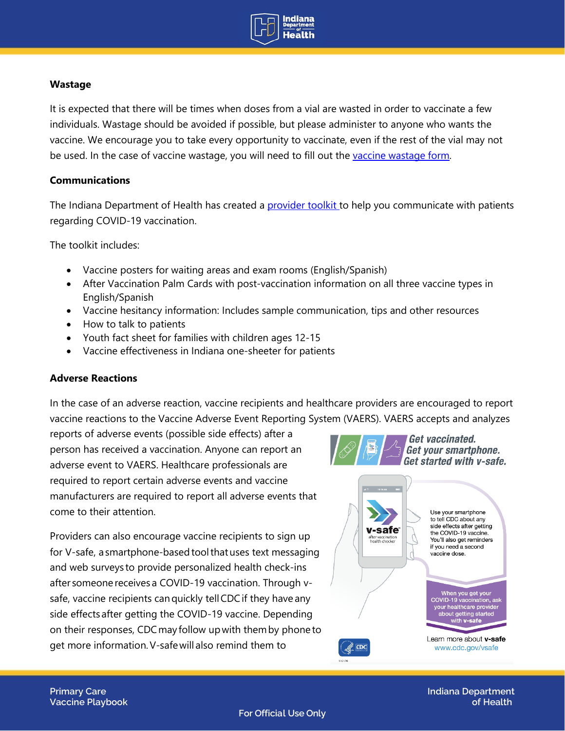**Wastage**

It is expected that there will be times when doses from a vial are wasted in order to vaccinate a few individuals. Wastage should be avoided if possible, but please administer to anyone who wants the vaccine. We encourage you to take every opportunity to vaccinate, even if the rest of the vial may not be used. In the case of vaccine wastage, you will need to fill out the vaccine wastage form.

**Communications**

The Indiana Department of Health has created a provider toolkit to help you communicate with patients regarding COVID-19 vaccination.

The toolkit includes:

- Vaccine posters for waiting areas and exam rooms (English/Spanish)
- After Vaccination Palm Cards with post-vaccination information on all three vaccine types in English/Spanish
- Vaccine hesitancy information: Includes sample communication, tips and other resources
- How to talk to patients
- Youth fact sheet for families with children ages 12-15
- Vaccine effectiveness in Indiana one-sheeter for patients

**Adverse Reactions**

In the case of an adverse reaction, vaccine recipients and healthcare providers are encouraged to report vaccine reactions to the Vaccine Adverse Event Reporting System (VAERS). VAERS accepts and analyzes reports of adverse events (possible side effects) after a person has received a vaccination. Anyone can report an adverse event to VAERS. Healthcare professionals are required to report certain adverse events and vaccine manufacturers are required to report all adverse events that come to their attention.

Providers can also encourage vaccine recipients to sign up for V-safe, a smartphone-based tool that uses text messaging and web surveys to provide personalized health check-ins after someone receives a COVID-19 vaccination. Through v-safe, vaccine recipients can quickly tell CDC if they have any side effects after getting the COVID-19 vaccine. Depending on their responses, CDC may follow up with them by phone to get more information. V-safe will also remind them to

*Get vaccinated. Get your smartphone. Get started with v-safe.*

Use your smartphone to tell CDC about any side effects after getting the COVID-19 vaccine. You'll also get reminders if you need a second vaccine dose.

When you get your COVID-19 vaccination, ask your healthcare provider about getting started with **v-safe**

Learn more about **v-safe** www.cdc.gov/vsafe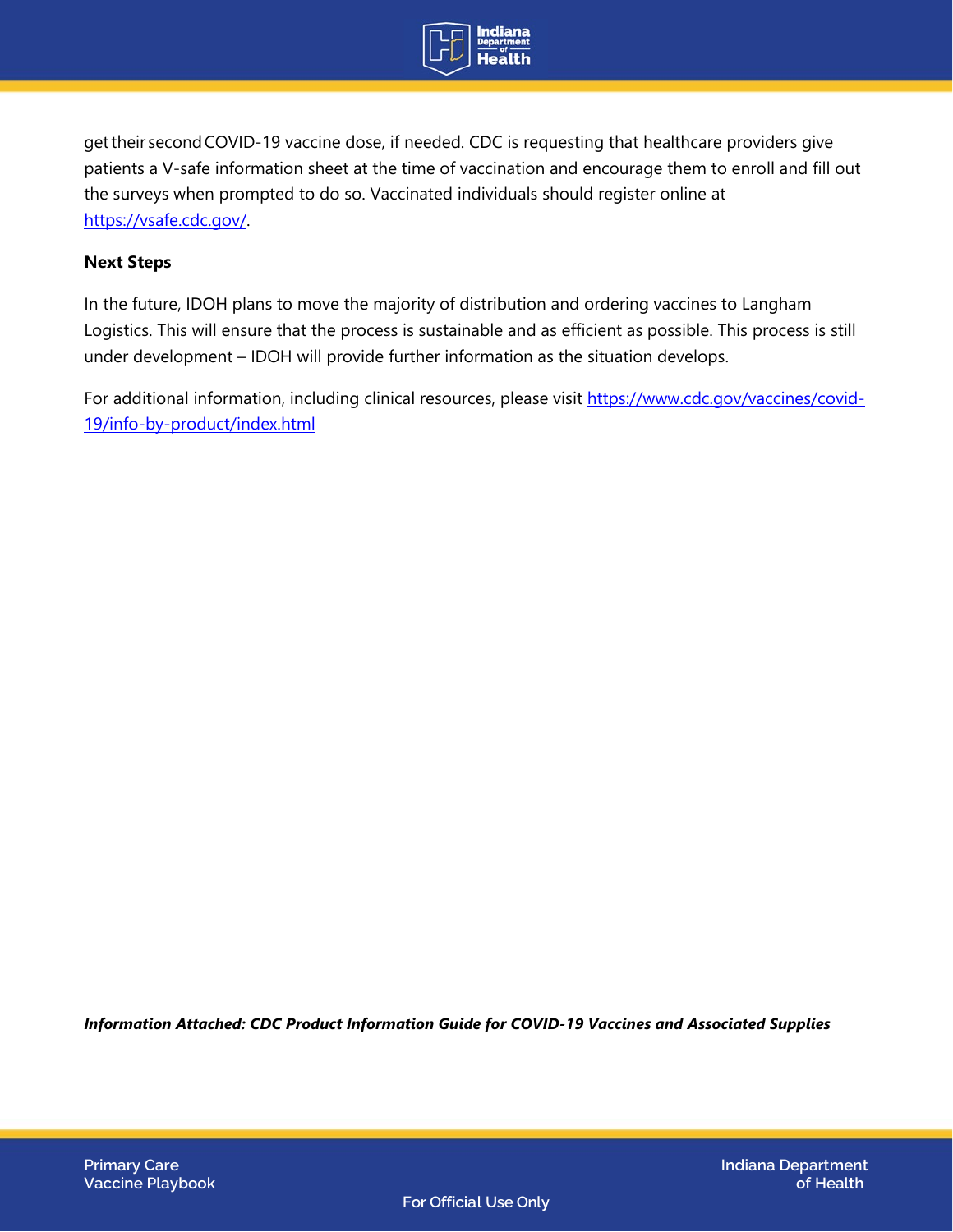get their second COVID-19 vaccine dose, if needed. CDC is requesting that healthcare providers give patients a V-safe information sheet at the time of vaccination and encourage them to enroll and fill out the surveys when prompted to do so. Vaccinated individuals should register online at https://vsafe.cdc.gov/.

**Next Steps**

In the future, IDOH plans to move the majority of distribution and ordering vaccines to Langham Logistics. This will ensure that the process is sustainable and as efficient as possible. This process is still under development – IDOH will provide further information as the situation develops.

For additional information, including clinical resources, please visit https://www.cdc.gov/vaccines/covid-19/info-by-product/index.html

***Information Attached: CDC Product Information Guide for COVID-19 Vaccines and Associated Supplies***